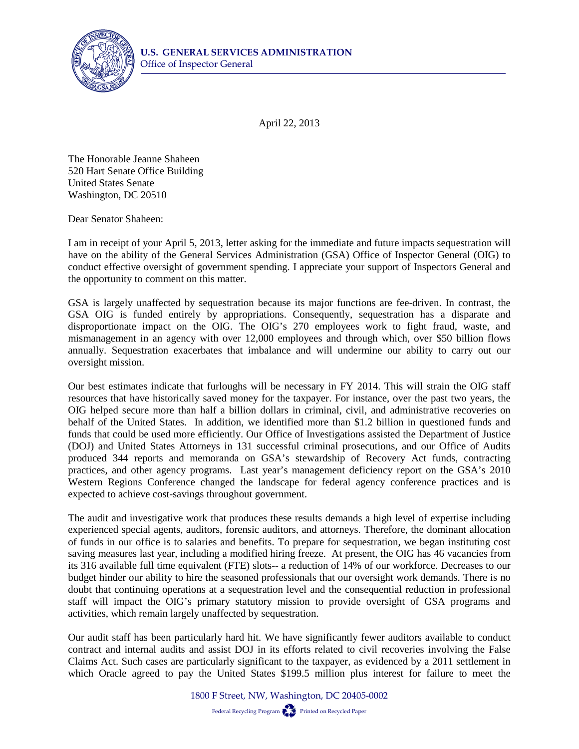**U.S. GENERAL SERVICES ADMINISTRATION**
Office of Inspector General

April 22, 2013

The Honorable Jeanne Shaheen
520 Hart Senate Office Building
United States Senate
Washington, DC 20510

Dear Senator Shaheen:

I am in receipt of your April 5, 2013, letter asking for the immediate and future impacts sequestration will have on the ability of the General Services Administration (GSA) Office of Inspector General (OIG) to conduct effective oversight of government spending. I appreciate your support of Inspectors General and the opportunity to comment on this matter.

GSA is largely unaffected by sequestration because its major functions are fee-driven. In contrast, the GSA OIG is funded entirely by appropriations. Consequently, sequestration has a disparate and disproportionate impact on the OIG. The OIG's 270 employees work to fight fraud, waste, and mismanagement in an agency with over 12,000 employees and through which, over $50 billion flows annually. Sequestration exacerbates that imbalance and will undermine our ability to carry out our oversight mission.

Our best estimates indicate that furloughs will be necessary in FY 2014. This will strain the OIG staff resources that have historically saved money for the taxpayer. For instance, over the past two years, the OIG helped secure more than half a billion dollars in criminal, civil, and administrative recoveries on behalf of the United States. In addition, we identified more than $1.2 billion in questioned funds and funds that could be used more efficiently. Our Office of Investigations assisted the Department of Justice (DOJ) and United States Attorneys in 131 successful criminal prosecutions, and our Office of Audits produced 344 reports and memoranda on GSA's stewardship of Recovery Act funds, contracting practices, and other agency programs. Last year's management deficiency report on the GSA's 2010 Western Regions Conference changed the landscape for federal agency conference practices and is expected to achieve cost-savings throughout government.

The audit and investigative work that produces these results demands a high level of expertise including experienced special agents, auditors, forensic auditors, and attorneys. Therefore, the dominant allocation of funds in our office is to salaries and benefits. To prepare for sequestration, we began instituting cost saving measures last year, including a modified hiring freeze. At present, the OIG has 46 vacancies from its 316 available full time equivalent (FTE) slots-- a reduction of 14% of our workforce. Decreases to our budget hinder our ability to hire the seasoned professionals that our oversight work demands. There is no doubt that continuing operations at a sequestration level and the consequential reduction in professional staff will impact the OIG's primary statutory mission to provide oversight of GSA programs and activities, which remain largely unaffected by sequestration.

Our audit staff has been particularly hard hit. We have significantly fewer auditors available to conduct contract and internal audits and assist DOJ in its efforts related to civil recoveries involving the False Claims Act. Such cases are particularly significant to the taxpayer, as evidenced by a 2011 settlement in which Oracle agreed to pay the United States $199.5 million plus interest for failure to meet the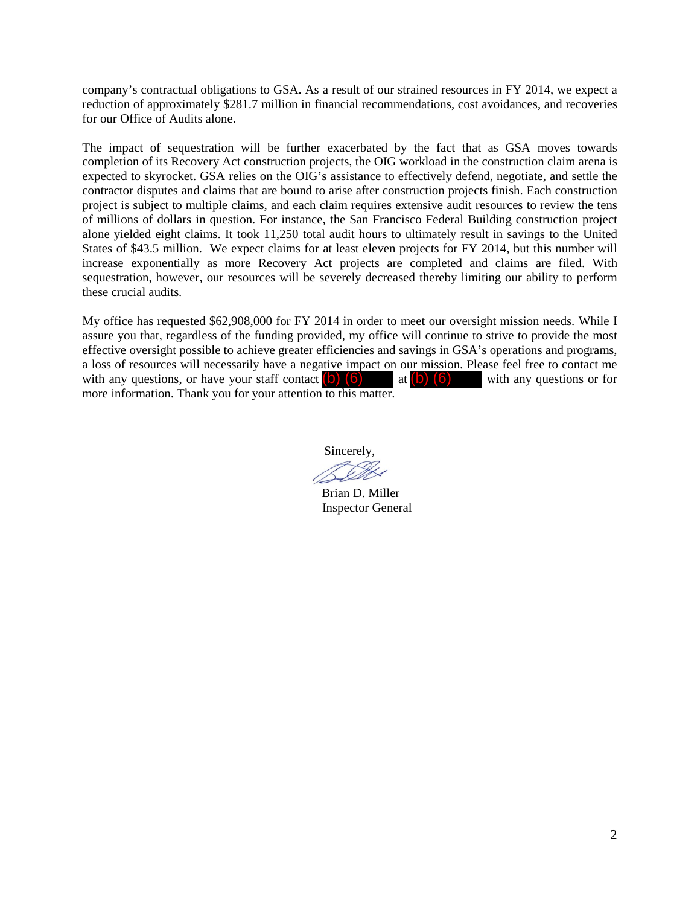company's contractual obligations to GSA. As a result of our strained resources in FY 2014, we expect a reduction of approximately $281.7 million in financial recommendations, cost avoidances, and recoveries for our Office of Audits alone.

The impact of sequestration will be further exacerbated by the fact that as GSA moves towards completion of its Recovery Act construction projects, the OIG workload in the construction claim arena is expected to skyrocket. GSA relies on the OIG's assistance to effectively defend, negotiate, and settle the contractor disputes and claims that are bound to arise after construction projects finish. Each construction project is subject to multiple claims, and each claim requires extensive audit resources to review the tens of millions of dollars in question. For instance, the San Francisco Federal Building construction project alone yielded eight claims. It took 11,250 total audit hours to ultimately result in savings to the United States of $43.5 million. We expect claims for at least eleven projects for FY 2014, but this number will increase exponentially as more Recovery Act projects are completed and claims are filed. With sequestration, however, our resources will be severely decreased thereby limiting our ability to perform these crucial audits.

My office has requested $62,908,000 for FY 2014 in order to meet our oversight mission needs. While I assure you that, regardless of the funding provided, my office will continue to strive to provide the most effective oversight possible to achieve greater efficiencies and savings in GSA's operations and programs, a loss of resources will necessarily have a negative impact on our mission. Please feel free to contact me with any questions, or have your staff contact (b) (6) at (b) (6) with any questions or for more information. Thank you for your attention to this matter.

Sincerely,

Brian D. Miller
Inspector General